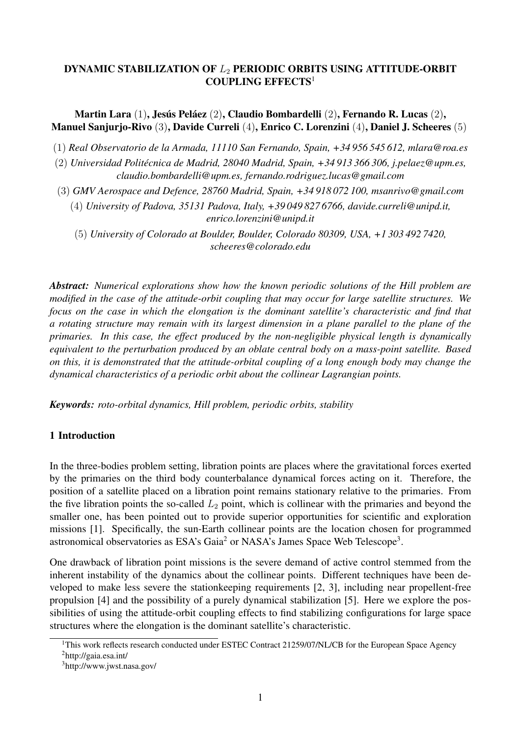# DYNAMIC STABILIZATION OF $L_2$ PERIODIC ORBITS USING ATTITUDE-ORBIT COUPLING EFFECTS[1]

**Martin Lara** (1), **Jesús Peláez** (2), **Claudio Bombardelli** (2), **Fernando R. Lucas** (2), **Manuel Sanjurjo-Rivo** (3), **Davide Curreli** (4), **Enrico C. Lorenzini** (4), **Daniel J. Scheeres** (5)

(1) *Real Observatorio de la Armada, 11110 San Fernando, Spain, +34 956 545 612, mlara@roa.es*

(2) *Universidad Politécnica de Madrid, 28040 Madrid, Spain, +34 913 366 306, j.pelaez@upm.es, claudio.bombardelli@upm.es, fernando.rodriguez.lucas@gmail.com*

(3) *GMV Aerospace and Defence, 28760 Madrid, Spain, +34 918 072 100, msanrivo@gmail.com*

(4) *University of Padova, 35131 Padova, Italy, +39 049 827 6766, davide.curreli@unipd.it, enrico.lorenzini@unipd.it*

(5) *University of Colorado at Boulder, Boulder, Colorado 80309, USA, +1 303 492 7420, scheeres@colorado.edu*

***Abstract:*** *Numerical explorations show how the known periodic solutions of the Hill problem are modified in the case of the attitude-orbit coupling that may occur for large satellite structures. We focus on the case in which the elongation is the dominant satellite's characteristic and find that a rotating structure may remain with its largest dimension in a plane parallel to the plane of the primaries. In this case, the effect produced by the non-negligible physical length is dynamically equivalent to the perturbation produced by an oblate central body on a mass-point satellite. Based on this, it is demonstrated that the attitude-orbital coupling of a long enough body may change the dynamical characteristics of a periodic orbit about the collinear Lagrangian points.*

***Keywords:*** *roto-orbital dynamics, Hill problem, periodic orbits, stability*

## 1 Introduction

In the three-bodies problem setting, libration points are places where the gravitational forces exerted by the primaries on the third body counterbalance dynamical forces acting on it. Therefore, the position of a satellite placed on a libration point remains stationary relative to the primaries. From the five libration points the so-called $L_2$ point, which is collinear with the primaries and beyond the smaller one, has been pointed out to provide superior opportunities for scientific and exploration missions [1]. Specifically, the sun-Earth collinear points are the location chosen for programmed astronomical observatories as ESA's Gaia[2] or NASA's James Space Web Telescope[3].

One drawback of libration point missions is the severe demand of active control stemmed from the inherent instability of the dynamics about the collinear points. Different techniques have been developed to make less severe the stationkeeping requirements [2, 3], including near propellent-free propulsion [4] and the possibility of a purely dynamical stabilization [5]. Here we explore the possibilities of using the attitude-orbit coupling effects to find stabilizing configurations for large space structures where the elongation is the dominant satellite's characteristic.

[1]This work reflects research conducted under ESTEC Contract 21259/07/NL/CB for the European Space Agency

[2]http://gaia.esa.int/

[3]http://www.jwst.nasa.gov/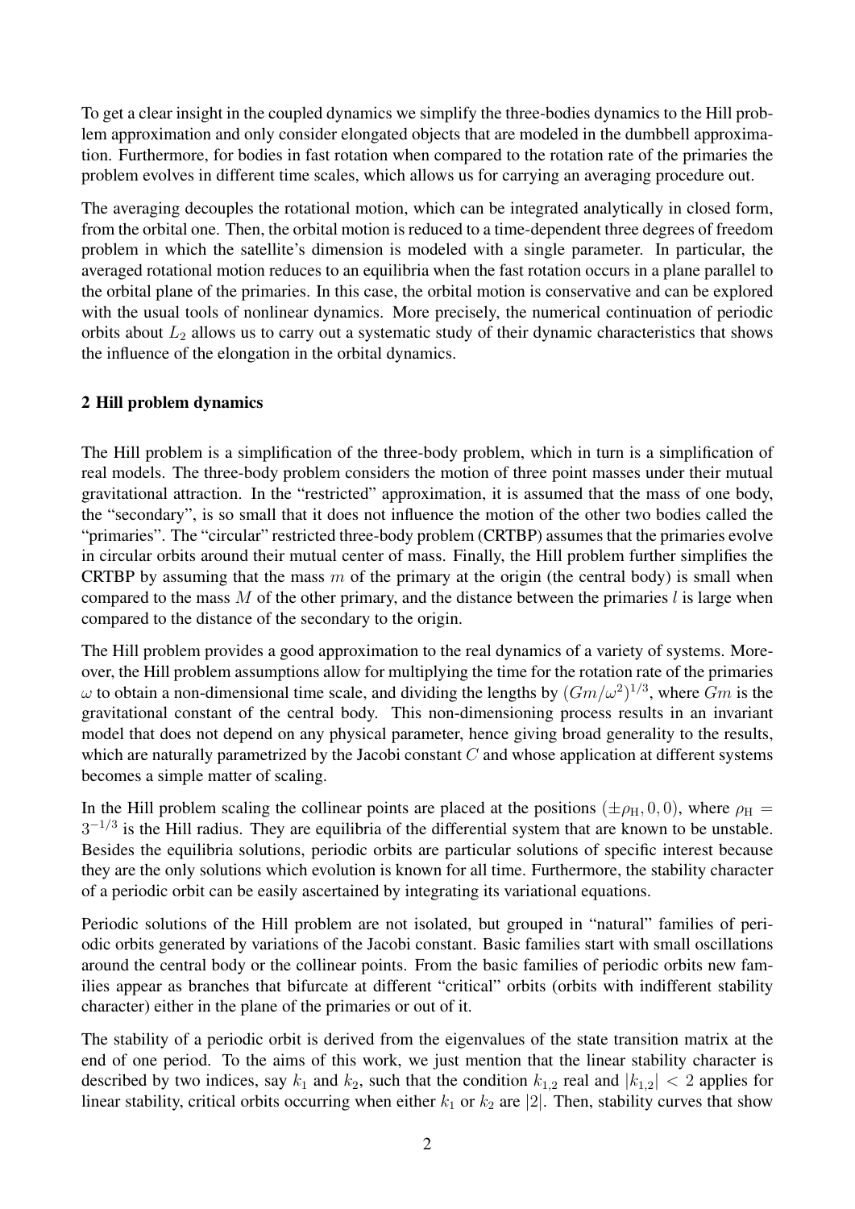To get a clear insight in the coupled dynamics we simplify the three-bodies dynamics to the Hill problem approximation and only consider elongated objects that are modeled in the dumbbell approximation. Furthermore, for bodies in fast rotation when compared to the rotation rate of the primaries the problem evolves in different time scales, which allows us for carrying an averaging procedure out.

The averaging decouples the rotational motion, which can be integrated analytically in closed form, from the orbital one. Then, the orbital motion is reduced to a time-dependent three degrees of freedom problem in which the satellite's dimension is modeled with a single parameter. In particular, the averaged rotational motion reduces to an equilibria when the fast rotation occurs in a plane parallel to the orbital plane of the primaries. In this case, the orbital motion is conservative and can be explored with the usual tools of nonlinear dynamics. More precisely, the numerical continuation of periodic orbits about $L_2$ allows us to carry out a systematic study of their dynamic characteristics that shows the influence of the elongation in the orbital dynamics.

## 2 Hill problem dynamics

The Hill problem is a simplification of the three-body problem, which in turn is a simplification of real models. The three-body problem considers the motion of three point masses under their mutual gravitational attraction. In the "restricted" approximation, it is assumed that the mass of one body, the "secondary", is so small that it does not influence the motion of the other two bodies called the "primaries". The "circular" restricted three-body problem (CRTBP) assumes that the primaries evolve in circular orbits around their mutual center of mass. Finally, the Hill problem further simplifies the CRTBP by assuming that the mass $m$ of the primary at the origin (the central body) is small when compared to the mass $M$ of the other primary, and the distance between the primaries $l$ is large when compared to the distance of the secondary to the origin.

The Hill problem provides a good approximation to the real dynamics of a variety of systems. Moreover, the Hill problem assumptions allow for multiplying the time for the rotation rate of the primaries $\omega$ to obtain a non-dimensional time scale, and dividing the lengths by $(Gm/\omega^2)^{1/3}$, where $Gm$ is the gravitational constant of the central body. This non-dimensioning process results in an invariant model that does not depend on any physical parameter, hence giving broad generality to the results, which are naturally parametrized by the Jacobi constant $C$ and whose application at different systems becomes a simple matter of scaling.

In the Hill problem scaling the collinear points are placed at the positions $(\pm\rho_{\mathrm{H}}, 0, 0)$, where $\rho_{\mathrm{H}} = 3^{-1/3}$ is the Hill radius. They are equilibria of the differential system that are known to be unstable. Besides the equilibria solutions, periodic orbits are particular solutions of specific interest because they are the only solutions which evolution is known for all time. Furthermore, the stability character of a periodic orbit can be easily ascertained by integrating its variational equations.

Periodic solutions of the Hill problem are not isolated, but grouped in "natural" families of periodic orbits generated by variations of the Jacobi constant. Basic families start with small oscillations around the central body or the collinear points. From the basic families of periodic orbits new families appear as branches that bifurcate at different "critical" orbits (orbits with indifferent stability character) either in the plane of the primaries or out of it.

The stability of a periodic orbit is derived from the eigenvalues of the state transition matrix at the end of one period. To the aims of this work, we just mention that the linear stability character is described by two indices, say $k_1$ and $k_2$, such that the condition $k_{1,2}$ real and $|k_{1,2}| < 2$ applies for linear stability, critical orbits occurring when either $k_1$ or $k_2$ are $|2|$. Then, stability curves that show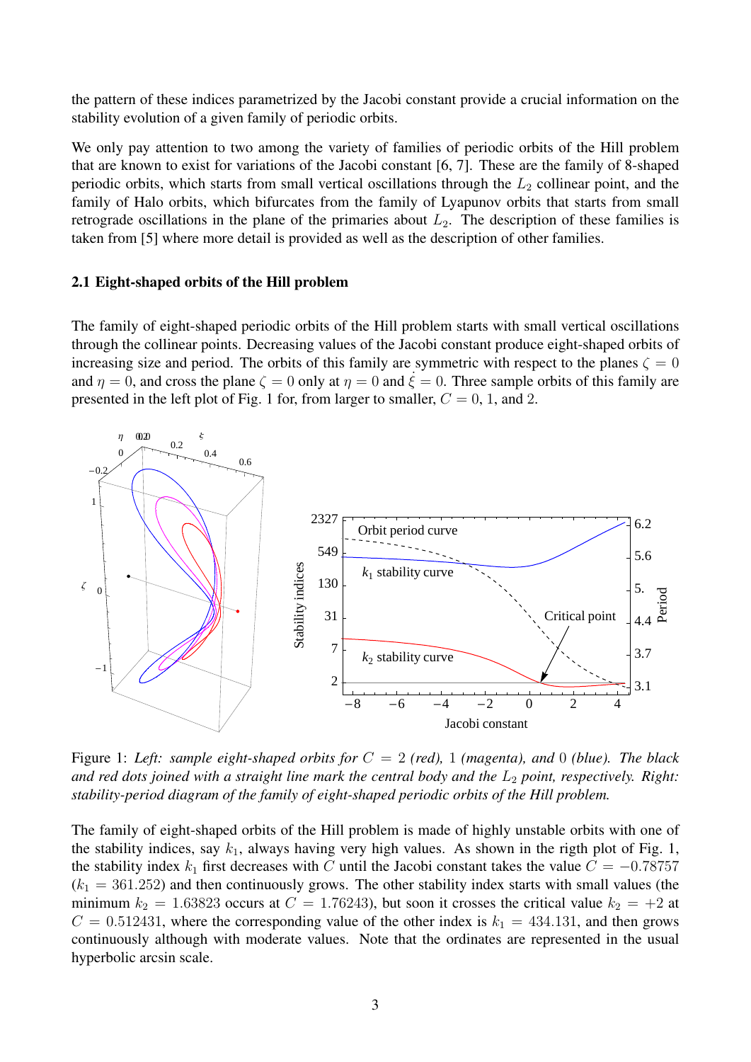the pattern of these indices parametrized by the Jacobi constant provide a crucial information on the stability evolution of a given family of periodic orbits.

We only pay attention to two among the variety of families of periodic orbits of the Hill problem that are known to exist for variations of the Jacobi constant [6, 7]. These are the family of 8-shaped periodic orbits, which starts from small vertical oscillations through the $L_2$ collinear point, and the family of Halo orbits, which bifurcates from the family of Lyapunov orbits that starts from small retrograde oscillations in the plane of the primaries about $L_2$. The description of these families is taken from [5] where more detail is provided as well as the description of other families.

### 2.1 Eight-shaped orbits of the Hill problem

The family of eight-shaped periodic orbits of the Hill problem starts with small vertical oscillations through the collinear points. Decreasing values of the Jacobi constant produce eight-shaped orbits of increasing size and period. The orbits of this family are symmetric with respect to the planes $\zeta = 0$ and $\eta = 0$, and cross the plane $\zeta = 0$ only at $\eta = 0$ and $\dot{\xi} = 0$. Three sample orbits of this family are presented in the left plot of Fig. 1 for, from larger to smaller, $C = 0$, 1, and 2.

Figure 1: *Left: sample eight-shaped orbits for $C = 2$ (red), 1 (magenta), and 0 (blue). The black and red dots joined with a straight line mark the central body and the $L_2$ point, respectively. Right: stability-period diagram of the family of eight-shaped periodic orbits of the Hill problem.*

The family of eight-shaped orbits of the Hill problem is made of highly unstable orbits with one of the stability indices, say $k_1$, always having very high values. As shown in the rigth plot of Fig. 1, the stability index $k_1$ first decreases with $C$ until the Jacobi constant takes the value $C = -0.78757$ ($k_1 = 361.252$) and then continuously grows. The other stability index starts with small values (the minimum $k_2 = 1.63823$ occurs at $C = 1.76243$), but soon it crosses the critical value $k_2 = +2$ at $C = 0.512431$, where the corresponding value of the other index is $k_1 = 434.131$, and then grows continuously although with moderate values. Note that the ordinates are represented in the usual hyperbolic arcsin scale.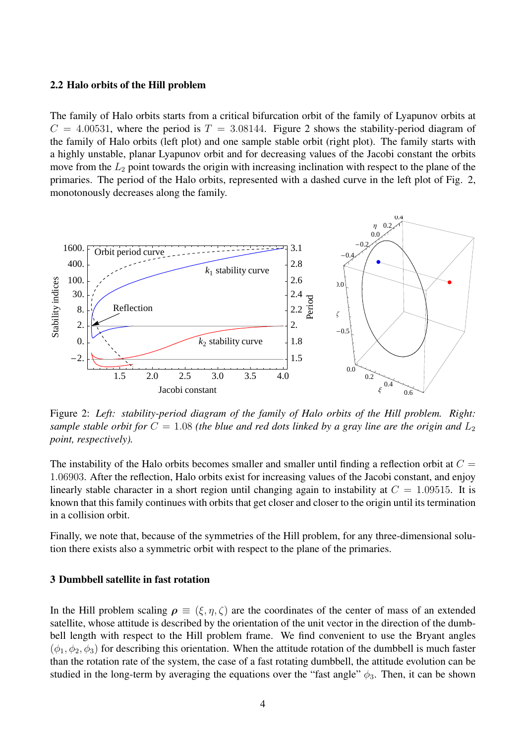### 2.2 Halo orbits of the Hill problem

The family of Halo orbits starts from a critical bifurcation orbit of the family of Lyapunov orbits at $C = 4.00531$, where the period is $T = 3.08144$. Figure 2 shows the stability-period diagram of the family of Halo orbits (left plot) and one sample stable orbit (right plot). The family starts with a highly unstable, planar Lyapunov orbit and for decreasing values of the Jacobi constant the orbits move from the $L_2$ point towards the origin with increasing inclination with respect to the plane of the primaries. The period of the Halo orbits, represented with a dashed curve in the left plot of Fig. 2, monotonously decreases along the family.

Figure 2: *Left: stability-period diagram of the family of Halo orbits of the Hill problem. Right: sample stable orbit for $C = 1.08$ (the blue and red dots linked by a gray line are the origin and $L_2$ point, respectively).*

The instability of the Halo orbits becomes smaller and smaller until finding a reflection orbit at $C = 1.06903$. After the reflection, Halo orbits exist for increasing values of the Jacobi constant, and enjoy linearly stable character in a short region until changing again to instability at $C = 1.09515$. It is known that this family continues with orbits that get closer and closer to the origin until its termination in a collision orbit.

Finally, we note that, because of the symmetries of the Hill problem, for any three-dimensional solution there exists also a symmetric orbit with respect to the plane of the primaries.

## 3 Dumbbell satellite in fast rotation

In the Hill problem scaling $\boldsymbol{\rho} \equiv (\xi, \eta, \zeta)$ are the coordinates of the center of mass of an extended satellite, whose attitude is described by the orientation of the unit vector in the direction of the dumbbell length with respect to the Hill problem frame. We find convenient to use the Bryant angles $(\phi_1, \phi_2, \phi_3)$ for describing this orientation. When the attitude rotation of the dumbbell is much faster than the rotation rate of the system, the case of a fast rotating dumbbell, the attitude evolution can be studied in the long-term by averaging the equations over the "fast angle" $\phi_3$. Then, it can be shown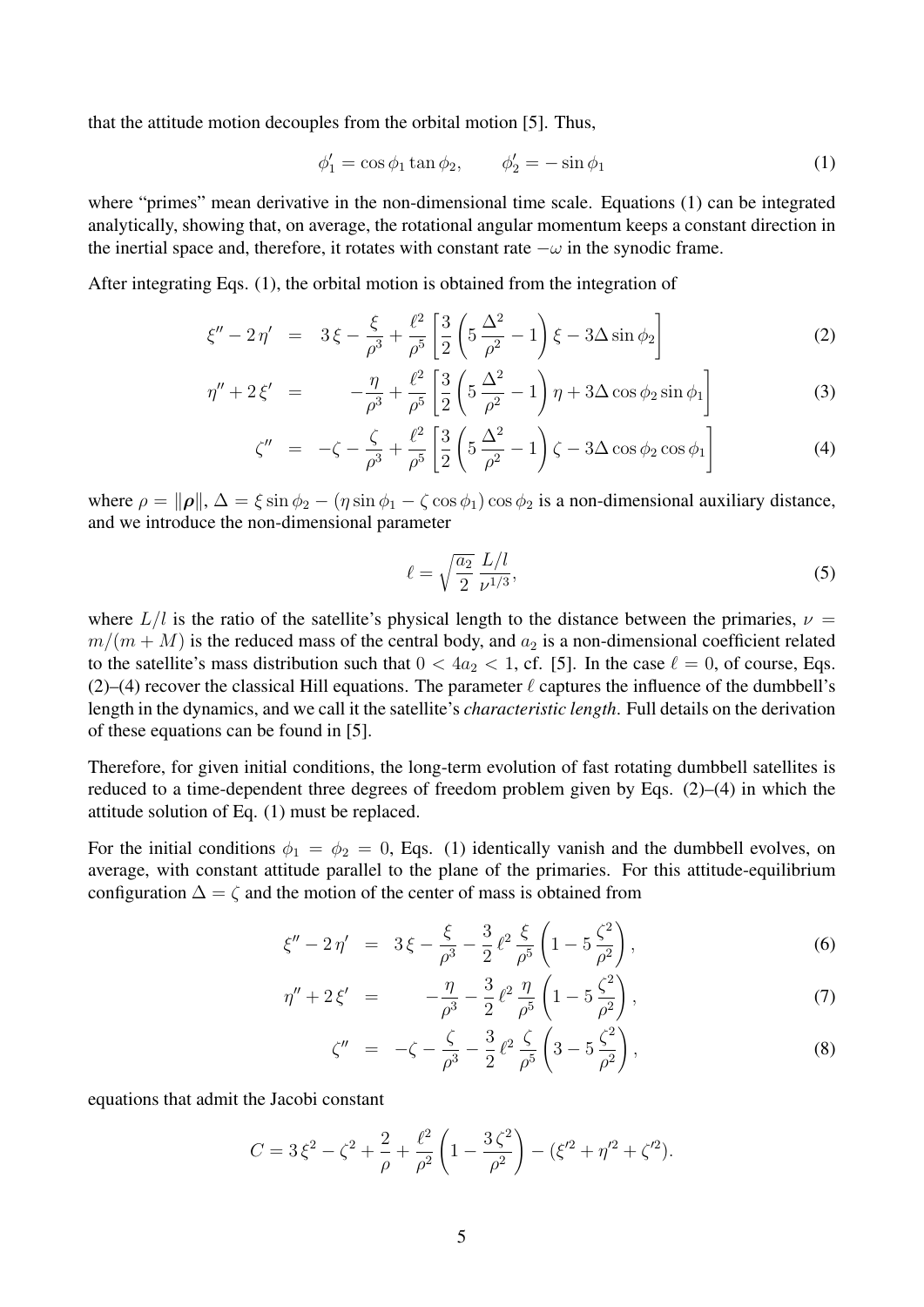that the attitude motion decouples from the orbital motion [5]. Thus,

$$\phi_1' = \cos\phi_1 \tan\phi_2, \qquad \phi_2' = -\sin\phi_1 \tag{1}$$

where "primes" mean derivative in the non-dimensional time scale. Equations (1) can be integrated analytically, showing that, on average, the rotational angular momentum keeps a constant direction in the inertial space and, therefore, it rotates with constant rate $-\omega$ in the synodic frame.

After integrating Eqs. (1), the orbital motion is obtained from the integration of

$$\xi'' - 2\,\eta' = 3\,\xi - \frac{\xi}{\rho^3} + \frac{\ell^2}{\rho^5}\left[\frac{3}{2}\left(5\,\frac{\Delta^2}{\rho^2} - 1\right)\xi - 3\Delta\sin\phi_2\right] \tag{2}$$

$$\eta'' + 2\,\xi' = -\frac{\eta}{\rho^3} + \frac{\ell^2}{\rho^5}\left[\frac{3}{2}\left(5\,\frac{\Delta^2}{\rho^2} - 1\right)\eta + 3\Delta\cos\phi_2\sin\phi_1\right] \tag{3}$$

$$\zeta'' = -\zeta - \frac{\zeta}{\rho^3} + \frac{\ell^2}{\rho^5}\left[\frac{3}{2}\left(5\,\frac{\Delta^2}{\rho^2} - 1\right)\zeta - 3\Delta\cos\phi_2\cos\phi_1\right] \tag{4}$$

where $\rho = \|\boldsymbol{\rho}\|$, $\Delta = \xi\sin\phi_2 - (\eta\sin\phi_1 - \zeta\cos\phi_1)\cos\phi_2$ is a non-dimensional auxiliary distance, and we introduce the non-dimensional parameter

$$\ell = \sqrt{\frac{a_2}{2}}\,\frac{L/l}{\nu^{1/3}}, \tag{5}$$

where $L/l$ is the ratio of the satellite's physical length to the distance between the primaries, $\nu = m/(m+M)$ is the reduced mass of the central body, and $a_2$ is a non-dimensional coefficient related to the satellite's mass distribution such that $0 < 4a_2 < 1$, cf. [5]. In the case $\ell = 0$, of course, Eqs. (2)–(4) recover the classical Hill equations. The parameter $\ell$ captures the influence of the dumbbell's length in the dynamics, and we call it the satellite's *characteristic length*. Full details on the derivation of these equations can be found in [5].

Therefore, for given initial conditions, the long-term evolution of fast rotating dumbbell satellites is reduced to a time-dependent three degrees of freedom problem given by Eqs. (2)–(4) in which the attitude solution of Eq. (1) must be replaced.

For the initial conditions $\phi_1 = \phi_2 = 0$, Eqs. (1) identically vanish and the dumbbell evolves, on average, with constant attitude parallel to the plane of the primaries. For this attitude-equilibrium configuration $\Delta = \zeta$ and the motion of the center of mass is obtained from

$$\xi'' - 2\,\eta' = 3\,\xi - \frac{\xi}{\rho^3} - \frac{3}{2}\,\ell^2\,\frac{\xi}{\rho^5}\left(1 - 5\,\frac{\zeta^2}{\rho^2}\right), \tag{6}$$

$$\eta'' + 2\,\xi' = -\frac{\eta}{\rho^3} - \frac{3}{2}\,\ell^2\,\frac{\eta}{\rho^5}\left(1 - 5\,\frac{\zeta^2}{\rho^2}\right), \tag{7}$$

$$\zeta'' = -\zeta - \frac{\zeta}{\rho^3} - \frac{3}{2}\,\ell^2\,\frac{\zeta}{\rho^5}\left(3 - 5\,\frac{\zeta^2}{\rho^2}\right), \tag{8}$$

equations that admit the Jacobi constant

$$C = 3\,\xi^2 - \zeta^2 + \frac{2}{\rho} + \frac{\ell^2}{\rho^2}\left(1 - \frac{3\,\zeta^2}{\rho^2}\right) - (\xi'^2 + \eta'^2 + \zeta'^2).$$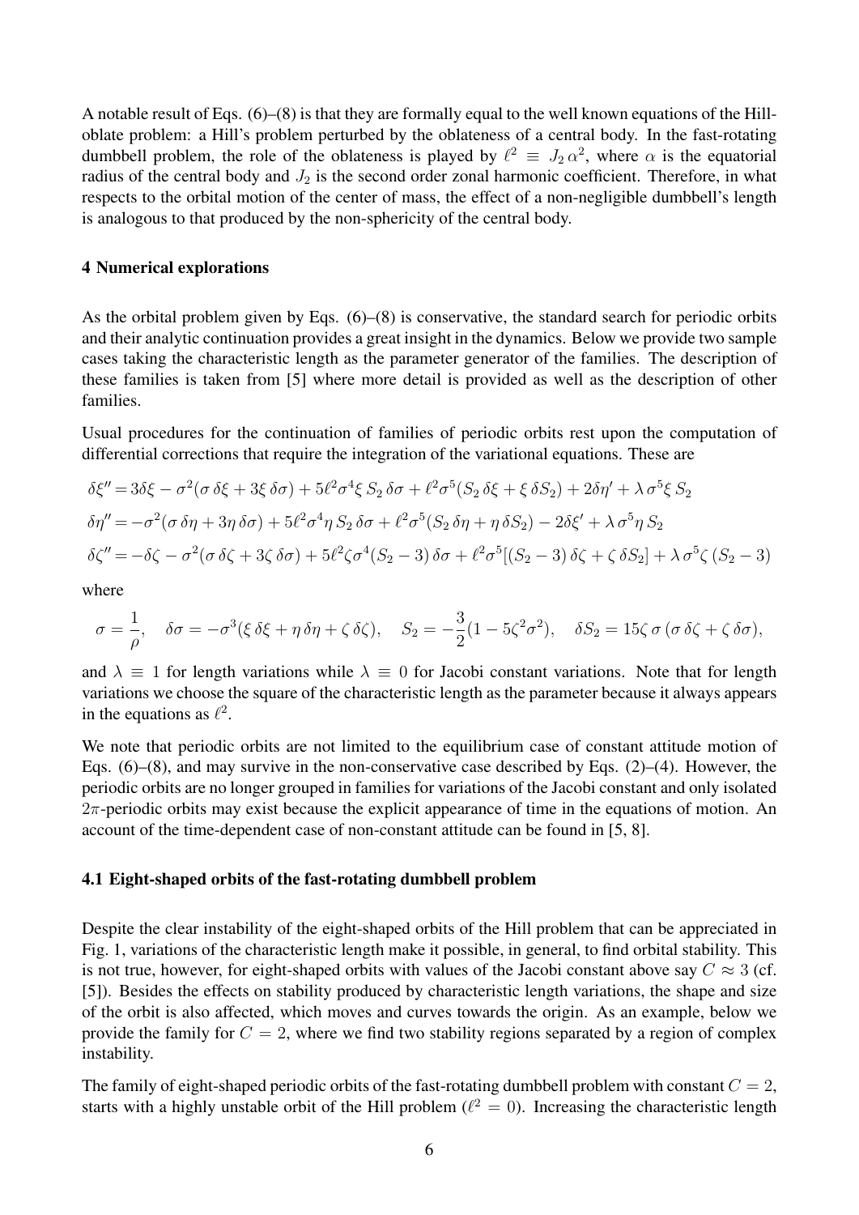A notable result of Eqs. (6)–(8) is that they are formally equal to the well known equations of the Hill-oblate problem: a Hill's problem perturbed by the oblateness of a central body. In the fast-rotating dumbbell problem, the role of the oblateness is played by $\ell^2 \equiv J_2\,\alpha^2$, where $\alpha$ is the equatorial radius of the central body and $J_2$ is the second order zonal harmonic coefficient. Therefore, in what respects to the orbital motion of the center of mass, the effect of a non-negligible dumbbell's length is analogous to that produced by the non-sphericity of the central body.

## 4 Numerical explorations

As the orbital problem given by Eqs. (6)–(8) is conservative, the standard search for periodic orbits and their analytic continuation provides a great insight in the dynamics. Below we provide two sample cases taking the characteristic length as the parameter generator of the families. The description of these families is taken from [5] where more detail is provided as well as the description of other families.

Usual procedures for the continuation of families of periodic orbits rest upon the computation of differential corrections that require the integration of the variational equations. These are

$$\delta\xi'' = 3\delta\xi - \sigma^2(\sigma\,\delta\xi + 3\xi\,\delta\sigma) + 5\ell^2\sigma^4\xi\,S_2\,\delta\sigma + \ell^2\sigma^5(S_2\,\delta\xi + \xi\,\delta S_2) + 2\delta\eta' + \lambda\,\sigma^5\xi\,S_2$$

$$\delta\eta'' = -\sigma^2(\sigma\,\delta\eta + 3\eta\,\delta\sigma) + 5\ell^2\sigma^4\eta\,S_2\,\delta\sigma + \ell^2\sigma^5(S_2\,\delta\eta + \eta\,\delta S_2) - 2\delta\xi' + \lambda\,\sigma^5\eta\,S_2$$

$$\delta\zeta'' = -\delta\zeta - \sigma^2(\sigma\,\delta\zeta + 3\zeta\,\delta\sigma) + 5\ell^2\zeta\sigma^4(S_2-3)\,\delta\sigma + \ell^2\sigma^5[(S_2-3)\,\delta\zeta + \zeta\,\delta S_2] + \lambda\,\sigma^5\zeta\,(S_2-3)$$

where

$$\sigma = \frac{1}{\rho}, \quad \delta\sigma = -\sigma^3(\xi\,\delta\xi + \eta\,\delta\eta + \zeta\,\delta\zeta), \quad S_2 = -\frac{3}{2}(1 - 5\zeta^2\sigma^2), \quad \delta S_2 = 15\zeta\,\sigma\,(\sigma\,\delta\zeta + \zeta\,\delta\sigma),$$

and $\lambda \equiv 1$ for length variations while $\lambda \equiv 0$ for Jacobi constant variations. Note that for length variations we choose the square of the characteristic length as the parameter because it always appears in the equations as $\ell^2$.

We note that periodic orbits are not limited to the equilibrium case of constant attitude motion of Eqs. (6)–(8), and may survive in the non-conservative case described by Eqs. (2)–(4). However, the periodic orbits are no longer grouped in families for variations of the Jacobi constant and only isolated $2\pi$-periodic orbits may exist because the explicit appearance of time in the equations of motion. An account of the time-dependent case of non-constant attitude can be found in [5, 8].

### 4.1 Eight-shaped orbits of the fast-rotating dumbbell problem

Despite the clear instability of the eight-shaped orbits of the Hill problem that can be appreciated in Fig. 1, variations of the characteristic length make it possible, in general, to find orbital stability. This is not true, however, for eight-shaped orbits with values of the Jacobi constant above say $C \approx 3$ (cf. [5]). Besides the effects on stability produced by characteristic length variations, the shape and size of the orbit is also affected, which moves and curves towards the origin. As an example, below we provide the family for $C = 2$, where we find two stability regions separated by a region of complex instability.

The family of eight-shaped periodic orbits of the fast-rotating dumbbell problem with constant $C = 2$, starts with a highly unstable orbit of the Hill problem ($\ell^2 = 0$). Increasing the characteristic length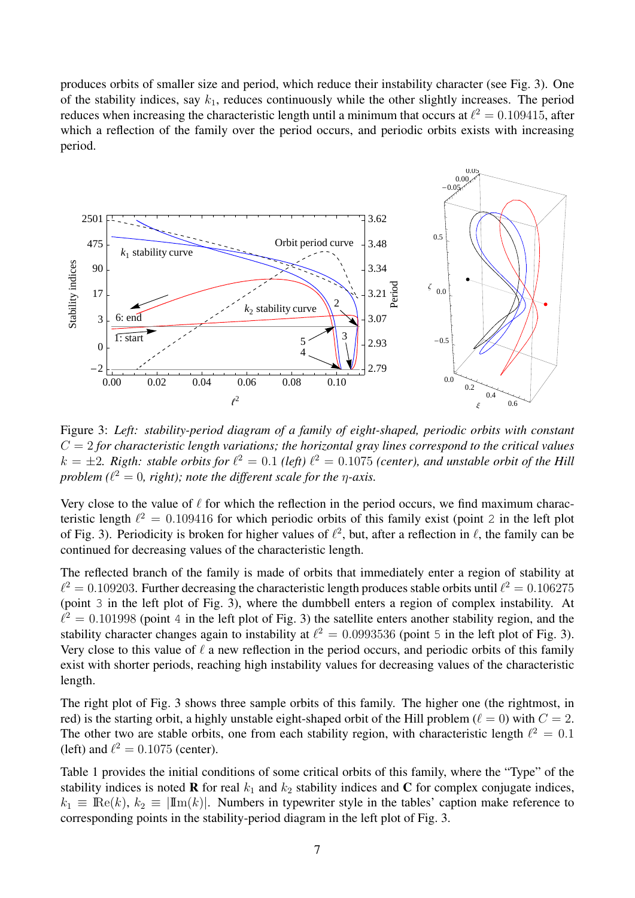produces orbits of smaller size and period, which reduce their instability character (see Fig. 3). One of the stability indices, say $k_1$, reduces continuously while the other slightly increases. The period reduces when increasing the characteristic length until a minimum that occurs at $\ell^2 = 0.109415$, after which a reflection of the family over the period occurs, and periodic orbits exists with increasing period.

Figure 3: *Left: stability-period diagram of a family of eight-shaped, periodic orbits with constant $C = 2$ for characteristic length variations; the horizontal gray lines correspond to the critical values $k = \pm 2$. Rigth: stable orbits for $\ell^2 = 0.1$ (left) $\ell^2 = 0.1075$ (center), and unstable orbit of the Hill problem ($\ell^2 = 0$, right); note the different scale for the $\eta$-axis.*

Very close to the value of $\ell$ for which the reflection in the period occurs, we find maximum characteristic length $\ell^2 = 0.109416$ for which periodic orbits of this family exist (point `2` in the left plot of Fig. 3). Periodicity is broken for higher values of $\ell^2$, but, after a reflection in $\ell$, the family can be continued for decreasing values of the characteristic length.

The reflected branch of the family is made of orbits that immediately enter a region of stability at $\ell^2 = 0.109203$. Further decreasing the characteristic length produces stable orbits until $\ell^2 = 0.106275$ (point `3` in the left plot of Fig. 3), where the dumbbell enters a region of complex instability. At $\ell^2 = 0.101998$ (point `4` in the left plot of Fig. 3) the satellite enters another stability region, and the stability character changes again to instability at $\ell^2 = 0.0993536$ (point `5` in the left plot of Fig. 3). Very close to this value of $\ell$ a new reflection in the period occurs, and periodic orbits of this family exist with shorter periods, reaching high instability values for decreasing values of the characteristic length.

The right plot of Fig. 3 shows three sample orbits of this family. The higher one (the rightmost, in red) is the starting orbit, a highly unstable eight-shaped orbit of the Hill problem ($\ell = 0$) with $C = 2$. The other two are stable orbits, one from each stability region, with characteristic length $\ell^2 = 0.1$ (left) and $\ell^2 = 0.1075$ (center).

Table 1 provides the initial conditions of some critical orbits of this family, where the "Type" of the stability indices is noted **R** for real $k_1$ and $k_2$ stability indices and **C** for complex conjugate indices, $k_1 \equiv \mathrm{Re}(k)$, $k_2 \equiv |\mathrm{Im}(k)|$. Numbers in typewriter style in the tables' caption make reference to corresponding points in the stability-period diagram in the left plot of Fig. 3.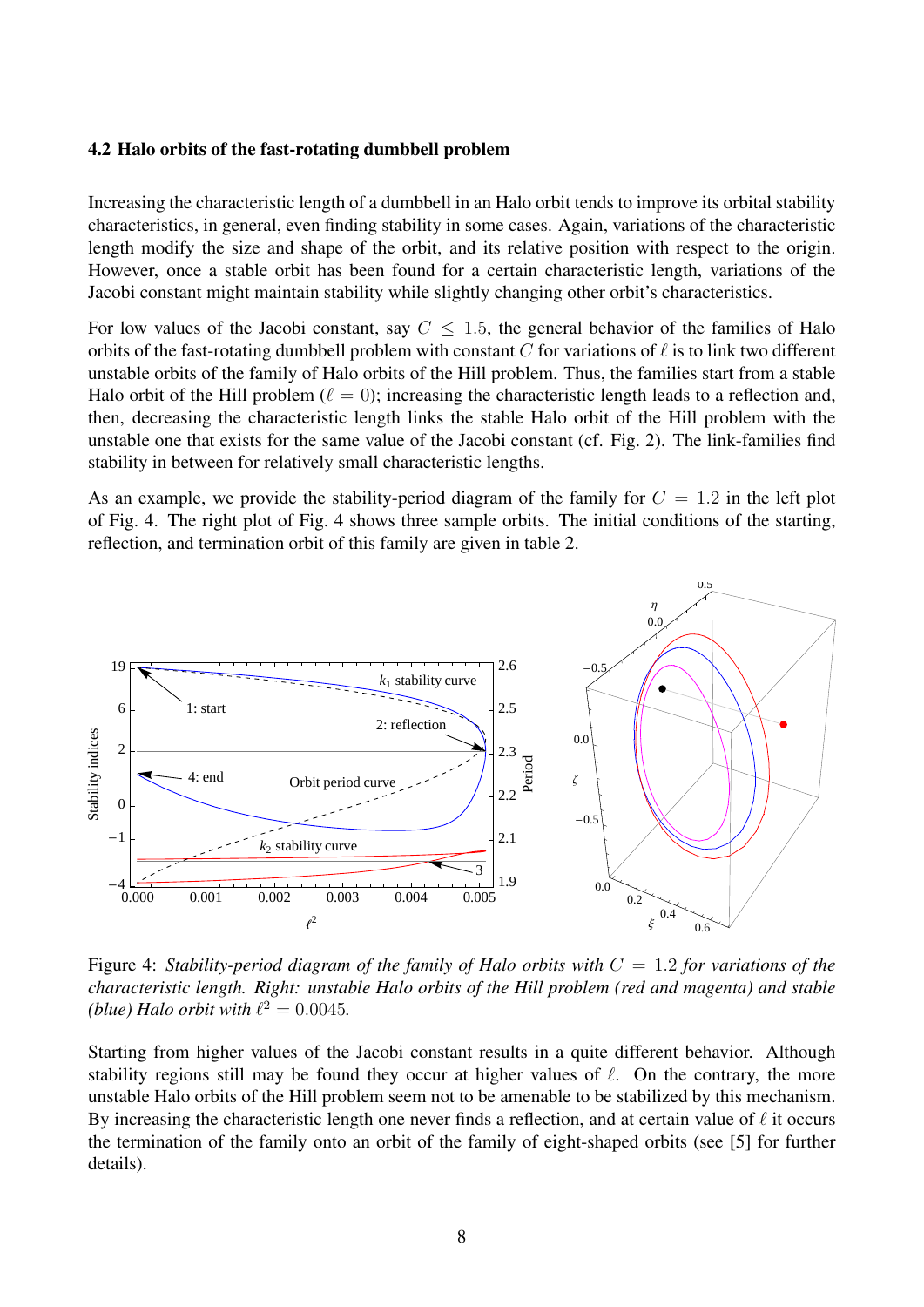### 4.2 Halo orbits of the fast-rotating dumbbell problem

Increasing the characteristic length of a dumbbell in an Halo orbit tends to improve its orbital stability characteristics, in general, even finding stability in some cases. Again, variations of the characteristic length modify the size and shape of the orbit, and its relative position with respect to the origin. However, once a stable orbit has been found for a certain characteristic length, variations of the Jacobi constant might maintain stability while slightly changing other orbit's characteristics.

For low values of the Jacobi constant, say $C \leq 1.5$, the general behavior of the families of Halo orbits of the fast-rotating dumbbell problem with constant $C$ for variations of $\ell$ is to link two different unstable orbits of the family of Halo orbits of the Hill problem. Thus, the families start from a stable Halo orbit of the Hill problem ($\ell = 0$); increasing the characteristic length leads to a reflection and, then, decreasing the characteristic length links the stable Halo orbit of the Hill problem with the unstable one that exists for the same value of the Jacobi constant (cf. Fig. 2). The link-families find stability in between for relatively small characteristic lengths.

As an example, we provide the stability-period diagram of the family for $C = 1.2$ in the left plot of Fig. 4. The right plot of Fig. 4 shows three sample orbits. The initial conditions of the starting, reflection, and termination orbit of this family are given in table 2.

Figure 4: *Stability-period diagram of the family of Halo orbits with* $C = 1.2$ *for variations of the characteristic length. Right: unstable Halo orbits of the Hill problem (red and magenta) and stable (blue) Halo orbit with* $\ell^2 = 0.0045$.

Starting from higher values of the Jacobi constant results in a quite different behavior. Although stability regions still may be found they occur at higher values of $\ell$. On the contrary, the more unstable Halo orbits of the Hill problem seem not to be amenable to be stabilized by this mechanism. By increasing the characteristic length one never finds a reflection, and at certain value of $\ell$ it occurs the termination of the family onto an orbit of the family of eight-shaped orbits (see [5] for further details).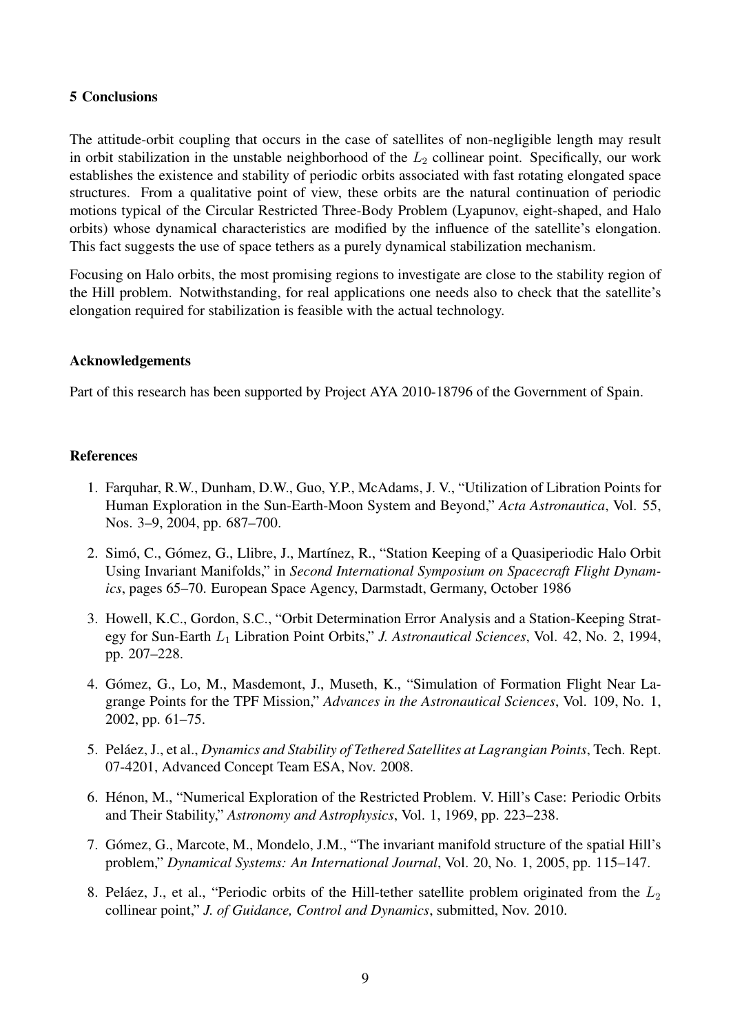## 5 Conclusions

The attitude-orbit coupling that occurs in the case of satellites of non-negligible length may result in orbit stabilization in the unstable neighborhood of the $L_2$ collinear point. Specifically, our work establishes the existence and stability of periodic orbits associated with fast rotating elongated space structures. From a qualitative point of view, these orbits are the natural continuation of periodic motions typical of the Circular Restricted Three-Body Problem (Lyapunov, eight-shaped, and Halo orbits) whose dynamical characteristics are modified by the influence of the satellite's elongation. This fact suggests the use of space tethers as a purely dynamical stabilization mechanism.

Focusing on Halo orbits, the most promising regions to investigate are close to the stability region of the Hill problem. Notwithstanding, for real applications one needs also to check that the satellite's elongation required for stabilization is feasible with the actual technology.

### Acknowledgements

Part of this research has been supported by Project AYA 2010-18796 of the Government of Spain.

### References

1. Farquhar, R.W., Dunham, D.W., Guo, Y.P., McAdams, J. V., "Utilization of Libration Points for Human Exploration in the Sun-Earth-Moon System and Beyond," *Acta Astronautica*, Vol. 55, Nos. 3–9, 2004, pp. 687–700.

2. Simó, C., Gómez, G., Llibre, J., Martínez, R., "Station Keeping of a Quasiperiodic Halo Orbit Using Invariant Manifolds," in *Second International Symposium on Spacecraft Flight Dynamics*, pages 65–70. European Space Agency, Darmstadt, Germany, October 1986

3. Howell, K.C., Gordon, S.C., "Orbit Determination Error Analysis and a Station-Keeping Strategy for Sun-Earth $L_1$ Libration Point Orbits," *J. Astronautical Sciences*, Vol. 42, No. 2, 1994, pp. 207–228.

4. Gómez, G., Lo, M., Masdemont, J., Museth, K., "Simulation of Formation Flight Near Lagrange Points for the TPF Mission," *Advances in the Astronautical Sciences*, Vol. 109, No. 1, 2002, pp. 61–75.

5. Peláez, J., et al., *Dynamics and Stability of Tethered Satellites at Lagrangian Points*, Tech. Rept. 07-4201, Advanced Concept Team ESA, Nov. 2008.

6. Hénon, M., "Numerical Exploration of the Restricted Problem. V. Hill's Case: Periodic Orbits and Their Stability," *Astronomy and Astrophysics*, Vol. 1, 1969, pp. 223–238.

7. Gómez, G., Marcote, M., Mondelo, J.M., "The invariant manifold structure of the spatial Hill's problem," *Dynamical Systems: An International Journal*, Vol. 20, No. 1, 2005, pp. 115–147.

8. Peláez, J., et al., "Periodic orbits of the Hill-tether satellite problem originated from the $L_2$ collinear point," *J. of Guidance, Control and Dynamics*, submitted, Nov. 2010.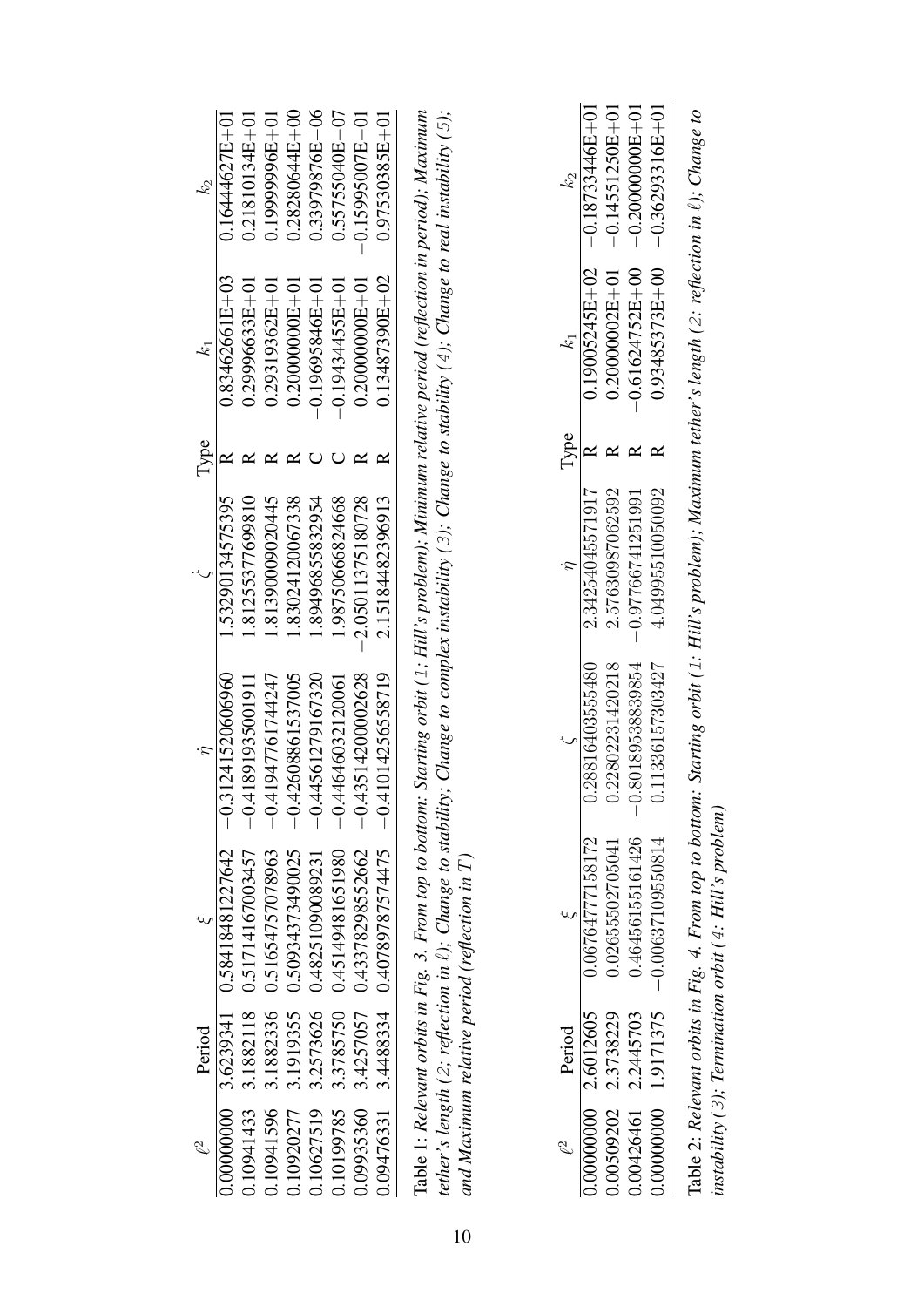| $\ell^2$ | Period | $\xi$ | $\dot{\eta}$ | $\dot{\zeta}$ | Type | $k_1$ | $k_2$ |
|---|---|---|---|---|---|---|---|
| 0.00000000 | 3.6239341 | 0.5841848127642 | −0.3124152060960 | 1.5329013457539​5 | R | 0.83462661E+03 | 0.16444627E+01 |
| 0.10941433 | 3.1882118 | 0.5171416700345​7 | −0.4189193500191​1 | 1.8125537769981​0 | R | 0.29996633E+01 | 0.21810134E+01 |
| 0.10941596 | 3.1882336 | 0.5165475707896​3 | −0.4194776174424​7 | 1.8139000902044​5 | R | 0.29319362E+01 | 0.19999996E+01 |
| 0.10920277 | 3.1919355 | 0.5093437349002​5 | −0.4260886153700​5 | 1.8302412006733​8 | R | 0.20000000E+01 | 0.28280644E+00 |
| 0.10627519 | 3.2573626 | 0.4825109008923​1 | −0.4456127916732​0 | 1.8949685583295​4 | C | −0.19695846E+01 | 0.33979876E−06 |
| 0.10199785 | 3.3785750 | 0.4514948165198​0 | −0.4464603212006​1 | 1.9875066682466​8 | C | −0.19434455E+01 | 0.55755040E−07 |
| 0.09935360 | 3.4257057 | 0.4337829855266​2 | −0.4351420000262​8 | −2.0501137518072​8 | R | 0.20000000E+01 | −0.15995007E−01 |
| 0.09476331 | 3.4488334 | 0.4078978757447​5 | −0.4101425655871​9 | 2.1518448239691​3 | R | 0.13487390E+02 | 0.97530385E+01 |

Table 1: *Relevant orbits in Fig. 3. From top to bottom: Starting orbit (1; Hill's problem); Minimum relative period (reflection in period); Maximum tether's length (2; reflection in $\ell$); Change to stability; Change to complex instability (3); Change to stability (4); Change to real instability (5); and Maximum relative period (reflection in $T$)*

| $\ell^2$ | Period | $\xi$ | $\zeta$ | $\dot{\eta}$ | Type | $k_1$ | $k_2$ |
|---|---|---|---|---|---|---|---|
| 0.00000000 | 2.6012605 | 0.0676477715817​2 | 0.2881640355548​0 | 2.3425404557191​7 | R | 0.19005245E+02 | −0.18733446E+01 |
| 0.00509202 | 2.3738229 | 0.0265550270504​1 | 0.2280223142021​8 | 2.5763098706259​2 | R | 0.20000002E+01 | −0.14551250E+01 |
| 0.00426461 | 2.2445703 | 0.4645615516142​6 | −0.8018953883985​4 | −0.9776674125199​1 | R | −0.61624752E+00 | −0.20000000E+01 |
| 0.00000000 | 1.9171375 | −0.0063710955081​4 | 0.1133615730342​7 | 4.0499551005009​2 | R | 0.93485373E+00 | −0.36293316E+01 |

Table 2: *Relevant orbits in Fig. 4. From top to bottom: Starting orbit (1: Hill's problem); Maximum tether's length (2: reflection in $\ell$); Change to instability (3); Termination orbit (4: Hill's problem)*